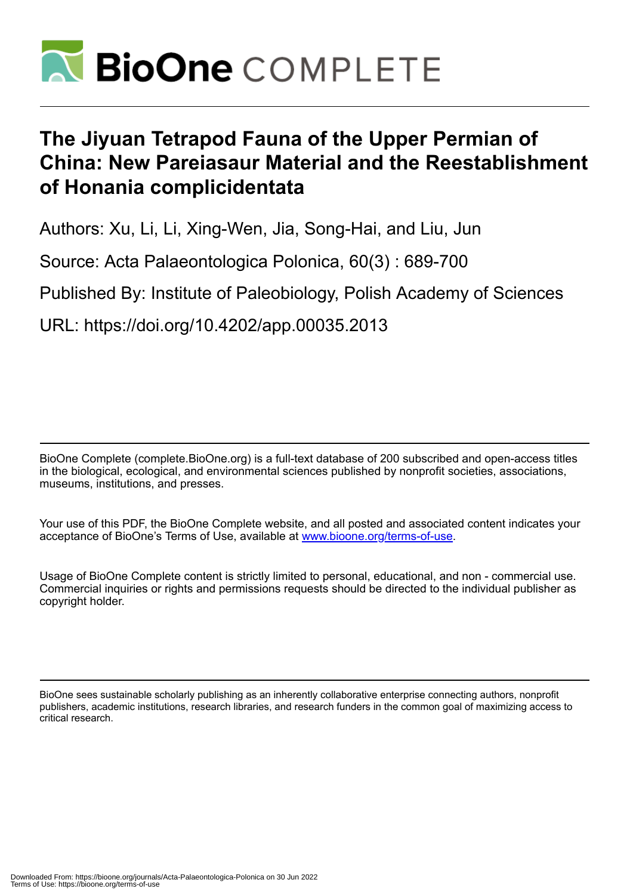# BioOne COMPLETE

# The Jiyuan Tetrapod Fauna of the Upper Permian of China: New Pareiasaur Material and the Reestablishment of Honania complicidentata

Authors: Xu, Li, Li, Xing-Wen, Jia, Song-Hai, and Liu, Jun

Source: Acta Palaeontologica Polonica, 60(3) : 689-700

Published By: Institute of Paleobiology, Polish Academy of Sciences

URL: https://doi.org/10.4202/app.00035.2013

---

BioOne Complete (complete.BioOne.org) is a full-text database of 200 subscribed and open-access titles in the biological, ecological, and environmental sciences published by nonprofit societies, associations, museums, institutions, and presses.

Your use of this PDF, the BioOne Complete website, and all posted and associated content indicates your acceptance of BioOne's Terms of Use, available at www.bioone.org/terms-of-use.

Usage of BioOne Complete content is strictly limited to personal, educational, and non - commercial use. Commercial inquiries or rights and permissions requests should be directed to the individual publisher as copyright holder.

---

BioOne sees sustainable scholarly publishing as an inherently collaborative enterprise connecting authors, nonprofit publishers, academic institutions, research libraries, and research funders in the common goal of maximizing access to critical research.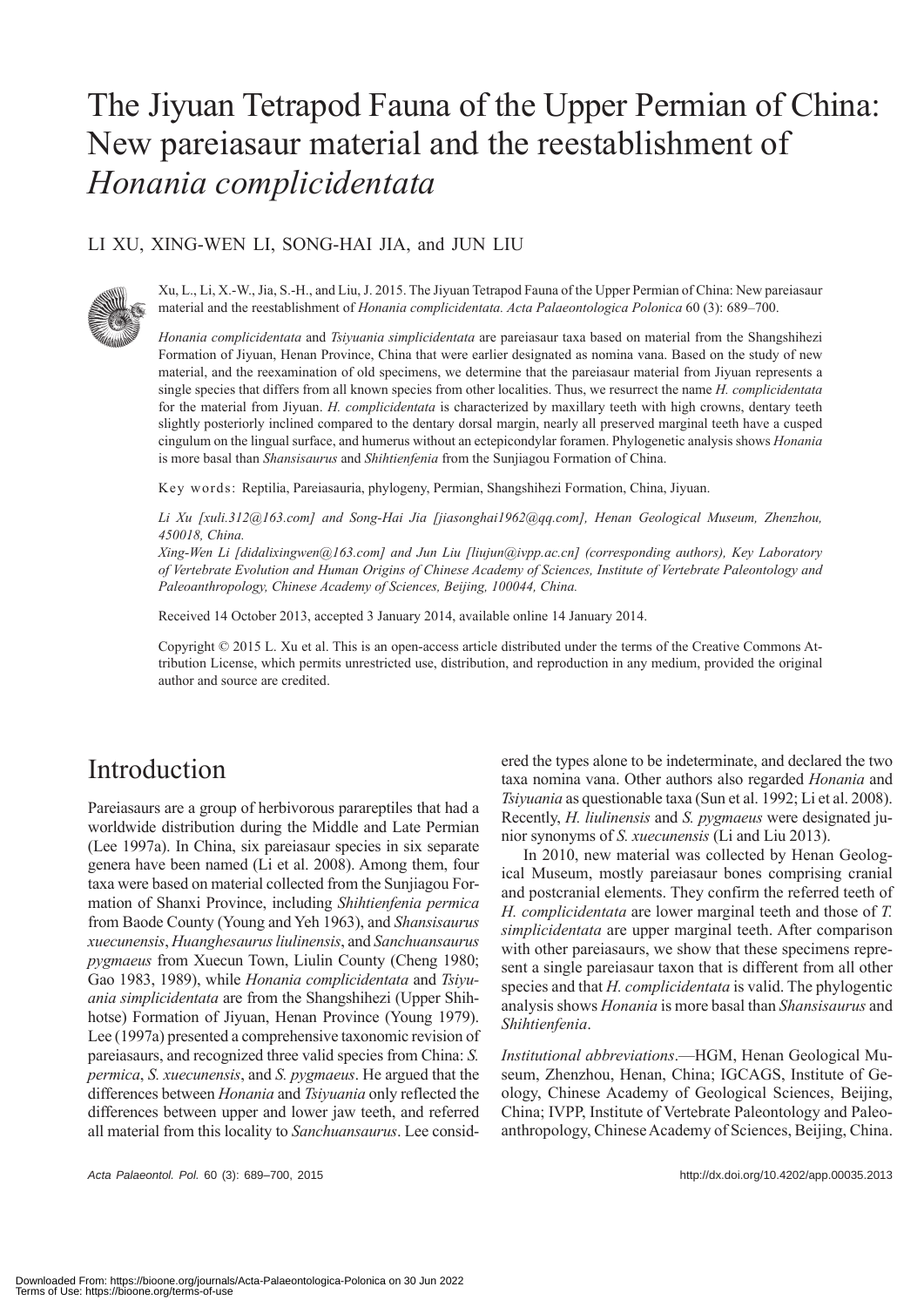# The Jiyuan Tetrapod Fauna of the Upper Permian of China: New pareiasaur material and the reestablishment of *Honania complicidentata*

LI XU, XING-WEN LI, SONG-HAI JIA, and JUN LIU

Xu, L., Li, X.-W., Jia, S.-H., and Liu, J. 2015. The Jiyuan Tetrapod Fauna of the Upper Permian of China: New pareiasaur material and the reestablishment of *Honania complicidentata*. *Acta Palaeontologica Polonica* 60 (3): 689–700.

*Honania complicidentata* and *Tsiyuania simplicidentata* are pareiasaur taxa based on material from the Shangshihezi Formation of Jiyuan, Henan Province, China that were earlier designated as nomina vana. Based on the study of new material, and the reexamination of old specimens, we determine that the pareiasaur material from Jiyuan represents a single species that differs from all known species from other localities. Thus, we resurrect the name *H. complicidentata* for the material from Jiyuan. *H. complicidentata* is characterized by maxillary teeth with high crowns, dentary teeth slightly posteriorly inclined compared to the dentary dorsal margin, nearly all preserved marginal teeth have a cusped cingulum on the lingual surface, and humerus without an ectepicondylar foramen. Phylogenetic analysis shows *Honania* is more basal than *Shansisaurus* and *Shihtienfenia* from the Sunjiagou Formation of China.

Key words: Reptilia, Pareiasauria, phylogeny, Permian, Shangshihezi Formation, China, Jiyuan.

*Li Xu [xuli.312@163.com] and Song-Hai Jia [jiasonghai1962@qq.com], Henan Geological Museum, Zhenzhou, 450018, China.*
*Xing-Wen Li [didalixingwen@163.com] and Jun Liu [liujun@ivpp.ac.cn] (corresponding authors), Key Laboratory of Vertebrate Evolution and Human Origins of Chinese Academy of Sciences, Institute of Vertebrate Paleontology and Paleoanthropology, Chinese Academy of Sciences, Beijing, 100044, China.*

Received 14 October 2013, accepted 3 January 2014, available online 14 January 2014.

Copyright © 2015 L. Xu et al. This is an open-access article distributed under the terms of the Creative Commons Attribution License, which permits unrestricted use, distribution, and reproduction in any medium, provided the original author and source are credited.

## Introduction

Pareiasaurs are a group of herbivorous parareptiles that had a worldwide distribution during the Middle and Late Permian (Lee 1997a). In China, six pareiasaur species in six separate genera have been named (Li et al. 2008). Among them, four taxa were based on material collected from the Sunjiagou Formation of Shanxi Province, including *Shihtienfenia permica* from Baode County (Young and Yeh 1963), and *Shansisaurus xuecunensis*, *Huanghesaurus liulinensis*, and *Sanchuansaurus pygmaeus* from Xuecun Town, Liulin County (Cheng 1980; Gao 1983, 1989), while *Honania complicidentata* and *Tsiyuania simplicidentata* are from the Shangshihezi (Upper Shihhotse) Formation of Jiyuan, Henan Province (Young 1979). Lee (1997a) presented a comprehensive taxonomic revision of pareiasaurs, and recognized three valid species from China: *S. permica*, *S. xuecunensis*, and *S. pygmaeus*. He argued that the differences between *Honania* and *Tsiyuania* only reflected the differences between upper and lower jaw teeth, and referred all material from this locality to *Sanchuansaurus*. Lee considered the types alone to be indeterminate, and declared the two taxa nomina vana. Other authors also regarded *Honania* and *Tsiyuania* as questionable taxa (Sun et al. 1992; Li et al. 2008). Recently, *H. liulinensis* and *S. pygmaeus* were designated junior synonyms of *S. xuecunensis* (Li and Liu 2013).

In 2010, new material was collected by Henan Geological Museum, mostly pareiasaur bones comprising cranial and postcranial elements. They confirm the referred teeth of *H. complicidentata* are lower marginal teeth and those of *T. simplicidentata* are upper marginal teeth. After comparison with other pareiasaurs, we show that these specimens represent a single pareiasaur taxon that is different from all other species and that *H. complicidentata* is valid. The phylogentic analysis shows *Honania* is more basal than *Shansisaurus* and *Shihtienfenia*.

*Institutional abbreviations*.—HGM, Henan Geological Museum, Zhenzhou, Henan, China; IGCAGS, Institute of Geology, Chinese Academy of Geological Sciences, Beijing, China; IVPP, Institute of Vertebrate Paleontology and Paleoanthropology, Chinese Academy of Sciences, Beijing, China.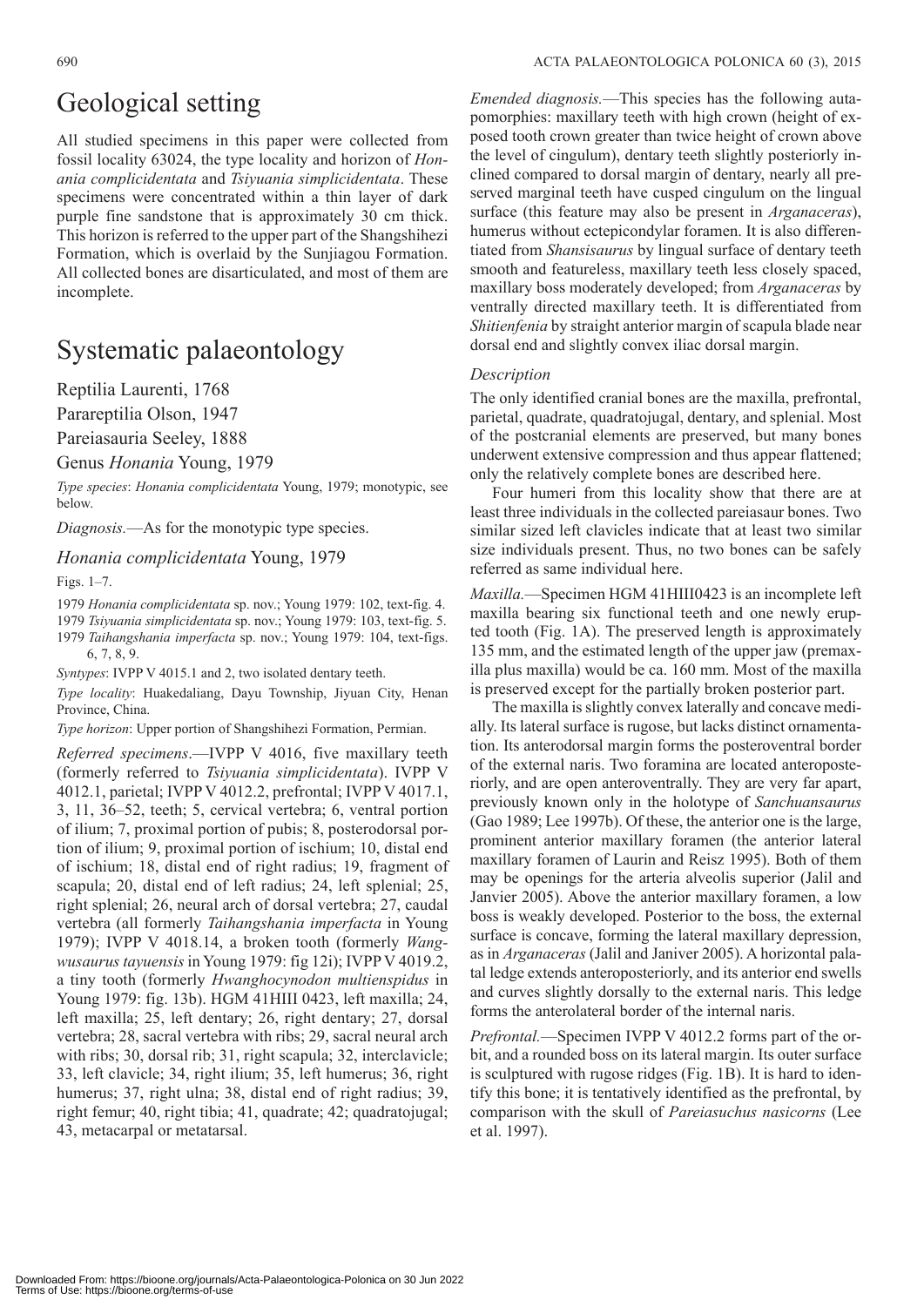# Geological setting

All studied specimens in this paper were collected from fossil locality 63024, the type locality and horizon of *Honania complicidentata* and *Tsiyuania simplicidentata*. These specimens were concentrated within a thin layer of dark purple fine sandstone that is approximately 30 cm thick. This horizon is referred to the upper part of the Shangshihezi Formation, which is overlaid by the Sunjiagou Formation. All collected bones are disarticulated, and most of them are incomplete.

# Systematic palaeontology

Reptilia Laurenti, 1768

Parareptilia Olson, 1947

Pareiasauria Seeley, 1888

Genus *Honania* Young, 1979

*Type species*: *Honania complicidentata* Young, 1979; monotypic, see below.

*Diagnosis*.—As for the monotypic type species.

*Honania complicidentata* Young, 1979

Figs. 1–7.

1979 *Honania complicidentata* sp. nov.; Young 1979: 102, text-fig. 4.

1979 *Tsiyuania simplicidentata* sp. nov.; Young 1979: 103, text-fig. 5.

1979 *Taihangshania imperfacta* sp. nov.; Young 1979: 104, text-figs. 6, 7, 8, 9.

*Syntypes*: IVPP V 4015.1 and 2, two isolated dentary teeth.

*Type locality*: Huakedaliang, Dayu Township, Jiyuan City, Henan Province, China.

*Type horizon*: Upper portion of Shangshihezi Formation, Permian.

*Referred specimens*.—IVPP V 4016, five maxillary teeth (formerly referred to *Tsiyuania simplicidentata*). IVPP V 4012.1, parietal; IVPP V 4012.2, prefrontal; IVPP V 4017.1, 3, 11, 36–52, teeth; 5, cervical vertebra; 6, ventral portion of ilium; 7, proximal portion of pubis; 8, posterodorsal portion of ilium; 9, proximal portion of ischium; 10, distal end of ischium; 18, distal end of right radius; 19, fragment of scapula; 20, distal end of left radius; 24, left splenial; 25, right splenial; 26, neural arch of dorsal vertebra; 27, caudal vertebra (all formerly *Taihangshania imperfacta* in Young 1979); IVPP V 4018.14, a broken tooth (formerly *Wangwusaurus tayuensis* in Young 1979: fig 12i); IVPP V 4019.2, a tiny tooth (formerly *Hwanghocynodon multienspidus* in Young 1979: fig. 13b). HGM 41HIII 0423, left maxilla; 24, left maxilla; 25, left dentary; 26, right dentary; 27, dorsal vertebra; 28, sacral vertebra with ribs; 29, sacral neural arch with ribs; 30, dorsal rib; 31, right scapula; 32, interclavicle; 33, left clavicle; 34, right ilium; 35, left humerus; 36, right humerus; 37, right ulna; 38, distal end of right radius; 39, right femur; 40, right tibia; 41, quadrate; 42; quadratojugal; 43, metacarpal or metatarsal.

*Emended diagnosis*.—This species has the following autapomorphies: maxillary teeth with high crown (height of exposed tooth crown greater than twice height of crown above the level of cingulum), dentary teeth slightly posteriorly inclined compared to dorsal margin of dentary, nearly all preserved marginal teeth have cusped cingulum on the lingual surface (this feature may also be present in *Arganaceras*), humerus without ectepicondylar foramen. It is also differentiated from *Shansisaurus* by lingual surface of dentary teeth smooth and featureless, maxillary teeth less closely spaced, maxillary boss moderately developed; from *Arganaceras* by ventrally directed maxillary teeth. It is differentiated from *Shitienfenia* by straight anterior margin of scapula blade near dorsal end and slightly convex iliac dorsal margin.

### *Description*

The only identified cranial bones are the maxilla, prefrontal, parietal, quadrate, quadratojugal, dentary, and splenial. Most of the postcranial elements are preserved, but many bones underwent extensive compression and thus appear flattened; only the relatively complete bones are described here.

Four humeri from this locality show that there are at least three individuals in the collected pareiasaur bones. Two similar sized left clavicles indicate that at least two similar size individuals present. Thus, no two bones can be safely referred as same individual here.

*Maxilla*.—Specimen HGM 41HIII0423 is an incomplete left maxilla bearing six functional teeth and one newly erupted tooth (Fig. 1A). The preserved length is approximately 135 mm, and the estimated length of the upper jaw (premaxilla plus maxilla) would be ca. 160 mm. Most of the maxilla is preserved except for the partially broken posterior part.

The maxilla is slightly convex laterally and concave medially. Its lateral surface is rugose, but lacks distinct ornamentation. Its anterodorsal margin forms the posteroventral border of the external naris. Two foramina are located anteroposteriorly, and are open anteroventrally. They are very far apart, previously known only in the holotype of *Sanchuansaurus* (Gao 1989; Lee 1997b). Of these, the anterior one is the large, prominent anterior maxillary foramen (the anterior lateral maxillary foramen of Laurin and Reisz 1995). Both of them may be openings for the arteria alveolis superior (Jalil and Janvier 2005). Above the anterior maxillary foramen, a low boss is weakly developed. Posterior to the boss, the external surface is concave, forming the lateral maxillary depression, as in *Arganaceras* (Jalil and Janiver 2005). A horizontal palatal ledge extends anteroposteriorly, and its anterior end swells and curves slightly dorsally to the external naris. This ledge forms the anterolateral border of the internal naris.

*Prefrontal*.—Specimen IVPP V 4012.2 forms part of the orbit, and a rounded boss on its lateral margin. Its outer surface is sculptured with rugose ridges (Fig. 1B). It is hard to identify this bone; it is tentatively identified as the prefrontal, by comparison with the skull of *Pareiasuchus nasicorns* (Lee et al. 1997).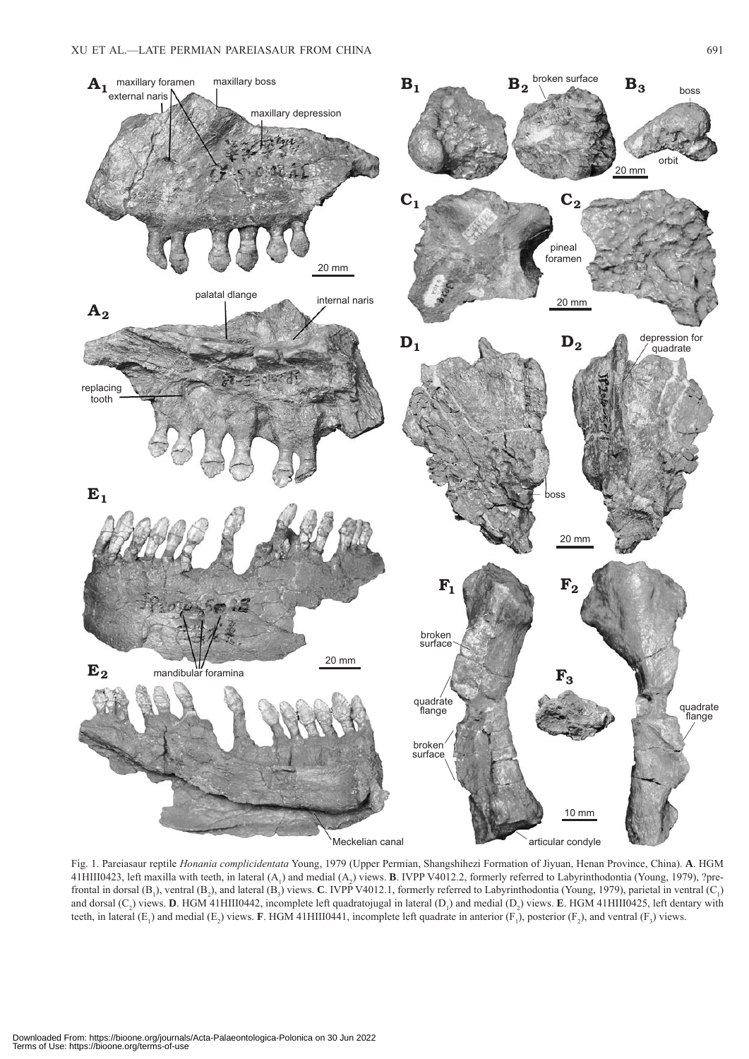Fig. 1. Pareiasaur reptile *Honania complicidentata* Young, 1979 (Upper Permian, Shangshihezi Formation of Jiyuan, Henan Province, China). **A**. HGM 41HIII0423, left maxilla with teeth, in lateral ($A_1$) and medial ($A_2$) views. **B**. IVPP V4012.2, formerly referred to Labyrinthodontia (Young, 1979), ?prefrontal in dorsal ($B_1$), ventral ($B_2$), and lateral ($B_3$) views. **C**. IVPP V4012.1, formerly referred to Labyrinthodontia (Young, 1979), parietal in ventral ($C_1$) and dorsal ($C_2$) views. **D**. HGM 41HIII0442, incomplete left quadratojugal in lateral ($D_1$) and medial ($D_2$) views. **E**. HGM 41HIII0425, left dentary with teeth, in lateral ($E_1$) and medial ($E_2$) views. **F**. HGM 41HIII0441, incomplete left quadrate in anterior ($F_1$), posterior ($F_2$), and ventral ($F_3$) views.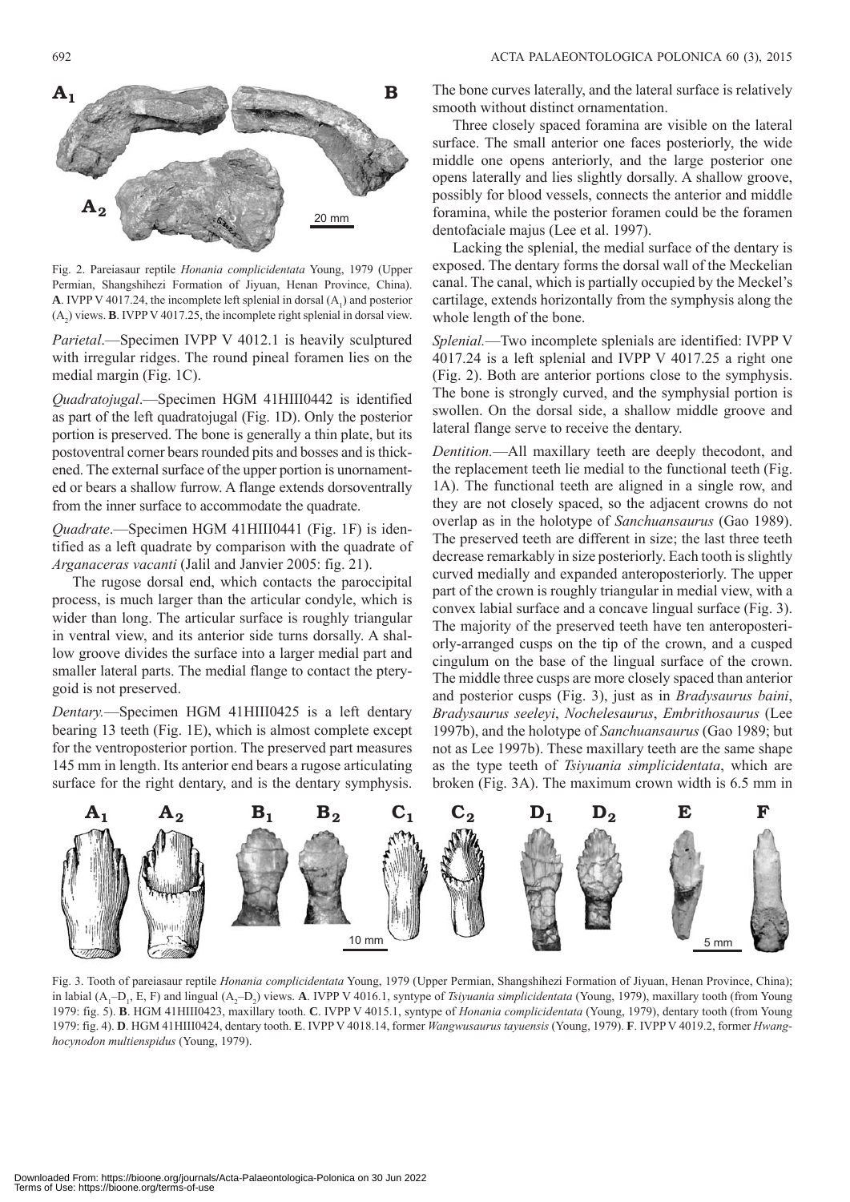Fig. 2. Pareiasaur reptile *Honania complicidentata* Young, 1979 (Upper Permian, Shangshihezi Formation of Jiyuan, Henan Province, China). **A**. IVPP V 4017.24, the incomplete left splenial in dorsal ($A_1$) and posterior ($A_2$) views. **B**. IVPP V 4017.25, the incomplete right splenial in dorsal view.

*Parietal*.—Specimen IVPP V 4012.1 is heavily sculptured with irregular ridges. The round pineal foramen lies on the medial margin (Fig. 1C).

*Quadratojugal*.—Specimen HGM 41HIII0442 is identified as part of the left quadratojugal (Fig. 1D). Only the posterior portion is preserved. The bone is generally a thin plate, but its postoventral corner bears rounded pits and bosses and is thickened. The external surface of the upper portion is unornamented or bears a shallow furrow. A flange extends dorsoventrally from the inner surface to accommodate the quadrate.

*Quadrate*.—Specimen HGM 41HIII0441 (Fig. 1F) is identified as a left quadrate by comparison with the quadrate of *Arganaceras vacanti* (Jalil and Janvier 2005: fig. 21).

The rugose dorsal end, which contacts the paroccipital process, is much larger than the articular condyle, which is wider than long. The articular surface is roughly triangular in ventral view, and its anterior side turns dorsally. A shallow groove divides the surface into a larger medial part and smaller lateral parts. The medial flange to contact the pterygoid is not preserved.

*Dentary*.—Specimen HGM 41HIII0425 is a left dentary bearing 13 teeth (Fig. 1E), which is almost complete except for the ventroposterior portion. The preserved part measures 145 mm in length. Its anterior end bears a rugose articulating surface for the right dentary, and is the dentary symphysis. The bone curves laterally, and the lateral surface is relatively smooth without distinct ornamentation.

Three closely spaced foramina are visible on the lateral surface. The small anterior one faces posteriorly, the wide middle one opens anteriorly, and the large posterior one opens laterally and lies slightly dorsally. A shallow groove, possibly for blood vessels, connects the anterior and middle foramina, while the posterior foramen could be the foramen dentofaciale majus (Lee et al. 1997).

Lacking the splenial, the medial surface of the dentary is exposed. The dentary forms the dorsal wall of the Meckelian canal. The canal, which is partially occupied by the Meckel's cartilage, extends horizontally from the symphysis along the whole length of the bone.

*Splenial.*—Two incomplete splenials are identified: IVPP V 4017.24 is a left splenial and IVPP V 4017.25 a right one (Fig. 2). Both are anterior portions close to the symphysis. The bone is strongly curved, and the symphysial portion is swollen. On the dorsal side, a shallow middle groove and lateral flange serve to receive the dentary.

*Dentition.*—All maxillary teeth are deeply thecodont, and the replacement teeth lie medial to the functional teeth (Fig. 1A). The functional teeth are aligned in a single row, and they are not closely spaced, so the adjacent crowns do not overlap as in the holotype of *Sanchuansaurus* (Gao 1989). The preserved teeth are different in size; the last three teeth decrease remarkably in size posteriorly. Each tooth is slightly curved medially and expanded anteroposteriorly. The upper part of the crown is roughly triangular in medial view, with a convex labial surface and a concave lingual surface (Fig. 3). The majority of the preserved teeth have ten anteroposteriorly-arranged cusps on the tip of the crown, and a cusped cingulum on the base of the lingual surface of the crown. The middle three cusps are more closely spaced than anterior and posterior cusps (Fig. 3), just as in *Bradysaurus baini*, *Bradysaurus seeleyi*, *Nochelesaurus*, *Embrithosaurus* (Lee 1997b), and the holotype of *Sanchuansaurus* (Gao 1989; but not as Lee 1997b). These maxillary teeth are the same shape as the type teeth of *Tsiyuania simplicidentata*, which are broken (Fig. 3A). The maximum crown width is 6.5 mm in

Fig. 3. Tooth of pareiasaur reptile *Honania complicidentata* Young, 1979 (Upper Permian, Shangshihezi Formation of Jiyuan, Henan Province, China); in labial ($A_1$–$D_1$, E, F) and lingual ($A_2$–$D_2$) views. **A**. IVPP V 4016.1, syntype of *Tsiyuania simplicidentata* (Young, 1979), maxillary tooth (from Young 1979: fig. 5). **B**. HGM 41HIII0423, maxillary tooth. **C**. IVPP V 4015.1, syntype of *Honania complicidentata* (Young, 1979), dentary tooth (from Young 1979: fig. 4). **D**. HGM 41HIII0424, dentary tooth. **E**. IVPP V 4018.14, former *Wangwusaurus tayuensis* (Young, 1979). **F**. IVPP V 4019.2, former *Hwanghocyonodon multienspidus* (Young, 1979).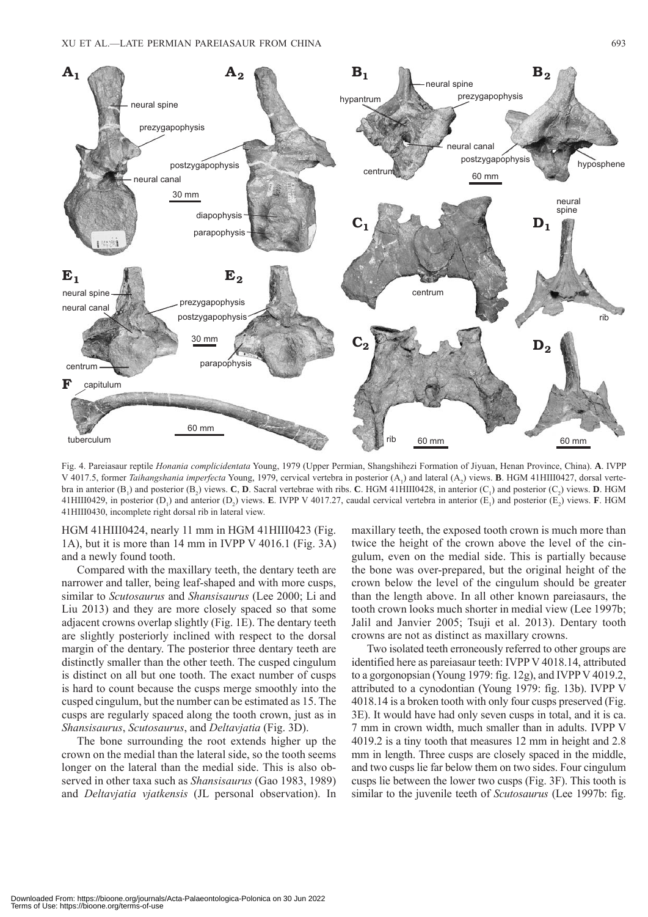Fig. 4. Pareiasaur reptile *Honania complicidentata* Young, 1979 (Upper Permian, Shangshihezi Formation of Jiyuan, Henan Province, China). **A**. IVPP V 4017.5, former *Taihangshania imperfecta* Young, 1979, cervical vertebra in posterior ($A_1$) and lateral ($A_2$) views. **B**. HGM 41HIII0427, dorsal vertebra in anterior ($B_1$) and posterior ($B_2$) views. **C**, **D**. Sacral vertebrae with ribs. **C**. HGM 41HIII0428, in anterior ($C_1$) and posterior ($C_2$) views. **D**. HGM 41HIII0429, in posterior ($D_1$) and anterior ($D_2$) views. **E**. IVPP V 4017.27, caudal cervical vertebra in anterior ($E_1$) and posterior ($E_2$) views. **F**. HGM 41HIII0430, incomplete right dorsal rib in lateral view.

HGM 41HIII0424, nearly 11 mm in HGM 41HIII0423 (Fig. 1A), but it is more than 14 mm in IVPP V 4016.1 (Fig. 3A) and a newly found tooth.

Compared with the maxillary teeth, the dentary teeth are narrower and taller, being leaf-shaped and with more cusps, similar to *Scutosaurus* and *Shansisaurus* (Lee 2000; Li and Liu 2013) and they are more closely spaced so that some adjacent crowns overlap slightly (Fig. 1E). The dentary teeth are slightly posteriorly inclined with respect to the dorsal margin of the dentary. The posterior three dentary teeth are distinctly smaller than the other teeth. The cusped cingulum is distinct on all but one tooth. The exact number of cusps is hard to count because the cusps merge smoothly into the cusped cingulum, but the number can be estimated as 15. The cusps are regularly spaced along the tooth crown, just as in *Shansisaurus*, *Scutosaurus*, and *Deltavjatia* (Fig. 3D).

The bone surrounding the root extends higher up the crown on the medial than the lateral side, so the tooth seems longer on the lateral than the medial side. This is also observed in other taxa such as *Shansisaurus* (Gao 1983, 1989) and *Deltavjatia vjatkensis* (JL personal observation). In maxillary teeth, the exposed tooth crown is much more than twice the height of the crown above the level of the cingulum, even on the medial side. This is partially because the bone was over-prepared, but the original height of the crown below the level of the cingulum should be greater than the length above. In all other known pareiasaurs, the tooth crown looks much shorter in medial view (Lee 1997b; Jalil and Janvier 2005; Tsuji et al. 2013). Dentary tooth crowns are not as distinct as maxillary crowns.

Two isolated teeth erroneously referred to other groups are identified here as pareiasaur teeth: IVPP V 4018.14, attributed to a gorgonopsian (Young 1979: fig. 12g), and IVPP V 4019.2, attributed to a cynodontian (Young 1979: fig. 13b). IVPP V 4018.14 is a broken tooth with only four cusps preserved (Fig. 3E). It would have had only seven cusps in total, and it is ca. 7 mm in crown width, much smaller than in adults. IVPP V 4019.2 is a tiny tooth that measures 12 mm in height and 2.8 mm in length. Three cusps are closely spaced in the middle, and two cusps lie far below them on two sides. Four cingulum cusps lie between the lower two cusps (Fig. 3F). This tooth is similar to the juvenile teeth of *Scutosaurus* (Lee 1997b: fig.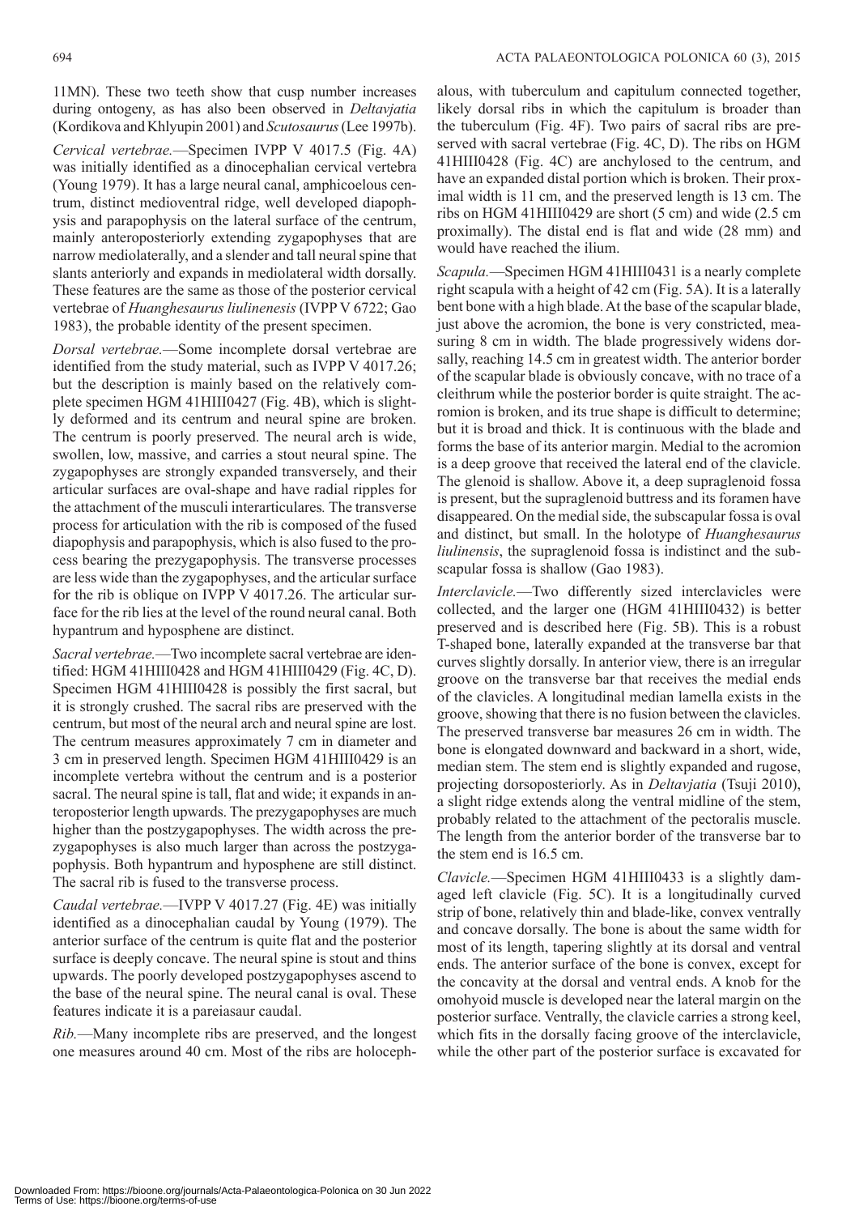11MN). These two teeth show that cusp number increases during ontogeny, as has also been observed in *Deltavjatia* (Kordikova and Khlyupin 2001) and *Scutosaurus* (Lee 1997b).

*Cervical vertebrae.*—Specimen IVPP V 4017.5 (Fig. 4A) was initially identified as a dinocephalian cervical vertebra (Young 1979). It has a large neural canal, amphicoelous centrum, distinct medioventral ridge, well developed diapophysis and parapophysis on the lateral surface of the centrum, mainly anteroposteriorly extending zygapophyses that are narrow mediolaterally, and a slender and tall neural spine that slants anteriorly and expands in mediolateral width dorsally. These features are the same as those of the posterior cervical vertebrae of *Huanghesaurus liulinensis* (IVPP V 6722; Gao 1983), the probable identity of the present specimen.

*Dorsal vertebrae.*—Some incomplete dorsal vertebrae are identified from the study material, such as IVPP V 4017.26; but the description is mainly based on the relatively complete specimen HGM 41HIII0427 (Fig. 4B), which is slightly deformed and its centrum and neural spine are broken. The centrum is poorly preserved. The neural arch is wide, swollen, low, massive, and carries a stout neural spine. The zygapophyses are strongly expanded transversely, and their articular surfaces are oval-shape and have radial ripples for the attachment of the musculi interarticulares*.* The transverse process for articulation with the rib is composed of the fused diapophysis and parapophysis, which is also fused to the process bearing the prezygapophysis. The transverse processes are less wide than the zygapophyses, and the articular surface for the rib is oblique on IVPP V 4017.26. The articular surface for the rib lies at the level of the round neural canal. Both hypantrum and hyposphene are distinct.

*Sacral vertebrae.*—Two incomplete sacral vertebrae are identified: HGM 41HIII0428 and HGM 41HIII0429 (Fig. 4C, D). Specimen HGM 41HIII0428 is possibly the first sacral, but it is strongly crushed. The sacral ribs are preserved with the centrum, but most of the neural arch and neural spine are lost. The centrum measures approximately 7 cm in diameter and 3 cm in preserved length. Specimen HGM 41HIII0429 is an incomplete vertebra without the centrum and is a posterior sacral. The neural spine is tall, flat and wide; it expands in anteroposterior length upwards. The prezygapophyses are much higher than the postzygapophyses. The width across the prezygapophyses is also much larger than across the postzygapophysis. Both hypantrum and hyposphene are still distinct. The sacral rib is fused to the transverse process.

*Caudal vertebrae.*—IVPP V 4017.27 (Fig. 4E) was initially identified as a dinocephalian caudal by Young (1979). The anterior surface of the centrum is quite flat and the posterior surface is deeply concave. The neural spine is stout and thins upwards. The poorly developed postzygapophyses ascend to the base of the neural spine. The neural canal is oval. These features indicate it is a pareiasaur caudal.

*Rib.*—Many incomplete ribs are preserved, and the longest one measures around 40 cm. Most of the ribs are holocephalous, with tuberculum and capitulum connected together, likely dorsal ribs in which the capitulum is broader than the tuberculum (Fig. 4F). Two pairs of sacral ribs are preserved with sacral vertebrae (Fig. 4C, D). The ribs on HGM 41HIII0428 (Fig. 4C) are anchylosed to the centrum, and have an expanded distal portion which is broken. Their proximal width is 11 cm, and the preserved length is 13 cm. The ribs on HGM 41HIII0429 are short (5 cm) and wide (2.5 cm proximally). The distal end is flat and wide (28 mm) and would have reached the ilium.

*Scapula.*—Specimen HGM 41HIII0431 is a nearly complete right scapula with a height of 42 cm (Fig. 5A). It is a laterally bent bone with a high blade. At the base of the scapular blade, just above the acromion, the bone is very constricted, measuring 8 cm in width. The blade progressively widens dorsally, reaching 14.5 cm in greatest width. The anterior border of the scapular blade is obviously concave, with no trace of a cleithrum while the posterior border is quite straight. The acromion is broken, and its true shape is difficult to determine; but it is broad and thick. It is continuous with the blade and forms the base of its anterior margin. Medial to the acromion is a deep groove that received the lateral end of the clavicle. The glenoid is shallow. Above it, a deep supraglenoid fossa is present, but the supraglenoid buttress and its foramen have disappeared. On the medial side, the subscapular fossa is oval and distinct, but small. In the holotype of *Huanghesaurus liulinensis*, the supraglenoid fossa is indistinct and the subscapular fossa is shallow (Gao 1983).

*Interclavicle.*—Two differently sized interclavicles were collected, and the larger one (HGM 41HIII0432) is better preserved and is described here (Fig. 5B). This is a robust T-shaped bone, laterally expanded at the transverse bar that curves slightly dorsally. In anterior view, there is an irregular groove on the transverse bar that receives the medial ends of the clavicles. A longitudinal median lamella exists in the groove, showing that there is no fusion between the clavicles. The preserved transverse bar measures 26 cm in width. The bone is elongated downward and backward in a short, wide, median stem. The stem end is slightly expanded and rugose, projecting dorsoposteriorly. As in *Deltavjatia* (Tsuji 2010), a slight ridge extends along the ventral midline of the stem, probably related to the attachment of the pectoralis muscle. The length from the anterior border of the transverse bar to the stem end is 16.5 cm.

*Clavicle.*—Specimen HGM 41HIII0433 is a slightly damaged left clavicle (Fig. 5C). It is a longitudinally curved strip of bone, relatively thin and blade-like, convex ventrally and concave dorsally. The bone is about the same width for most of its length, tapering slightly at its dorsal and ventral ends. The anterior surface of the bone is convex, except for the concavity at the dorsal and ventral ends. A knob for the omohyoid muscle is developed near the lateral margin on the posterior surface. Ventrally, the clavicle carries a strong keel, which fits in the dorsally facing groove of the interclavicle, while the other part of the posterior surface is excavated for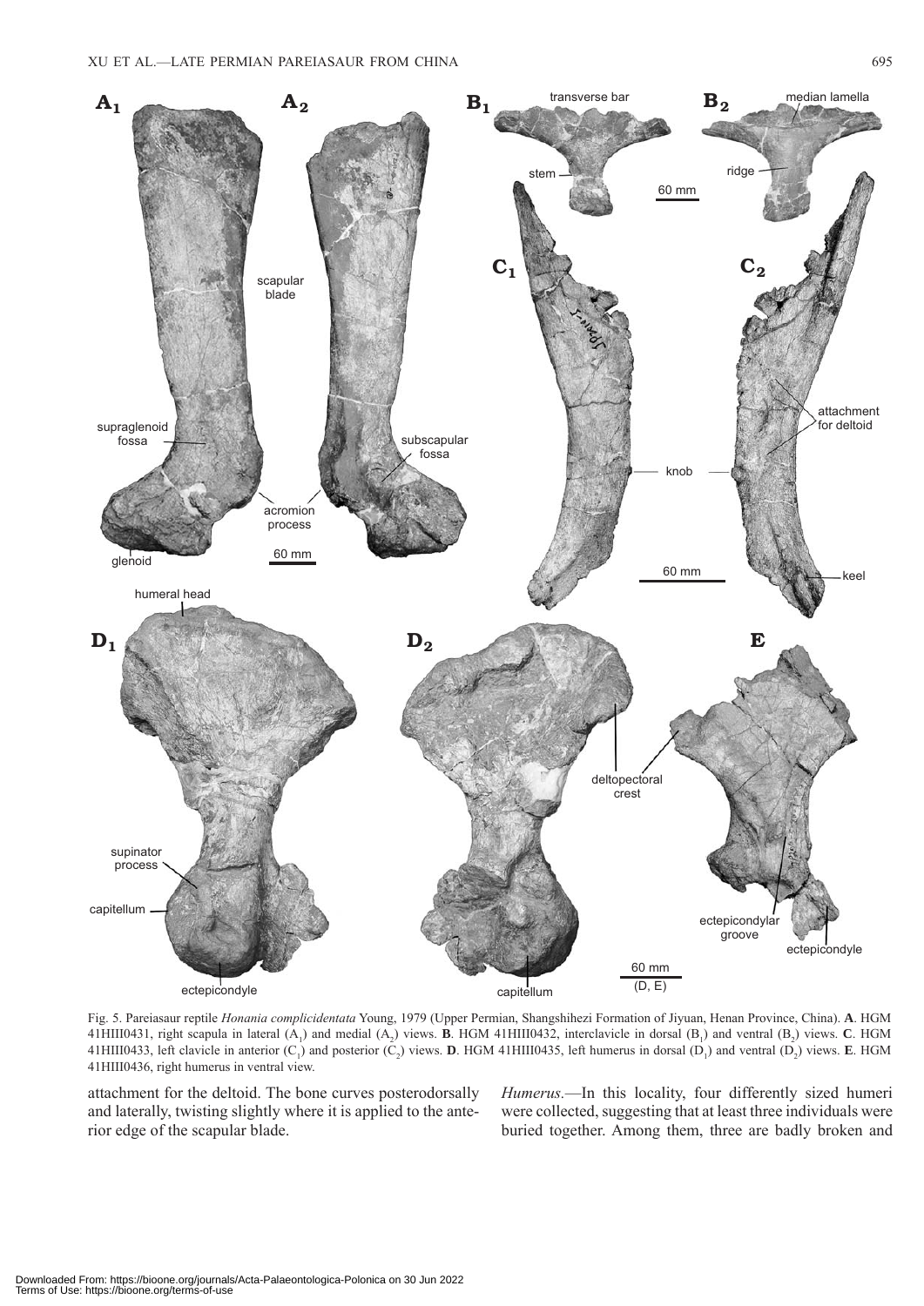Fig. 5. Pareiasaur reptile *Honania complicidentata* Young, 1979 (Upper Permian, Shangshihezi Formation of Jiyuan, Henan Province, China). **A**. HGM 41HIII0431, right scapula in lateral ($A_1$) and medial ($A_2$) views. **B**. HGM 41HIII0432, interclavicle in dorsal ($B_1$) and ventral ($B_2$) views. **C**. HGM 41HIII0433, left clavicle in anterior ($C_1$) and posterior ($C_2$) views. **D**. HGM 41HIII0435, left humerus in dorsal ($D_1$) and ventral ($D_2$) views. **E**. HGM 41HIII0436, right humerus in ventral view.

attachment for the deltoid. The bone curves posterodorsally and laterally, twisting slightly where it is applied to the anterior edge of the scapular blade.

*Humerus*.—In this locality, four differently sized humeri were collected, suggesting that at least three individuals were buried together. Among them, three are badly broken and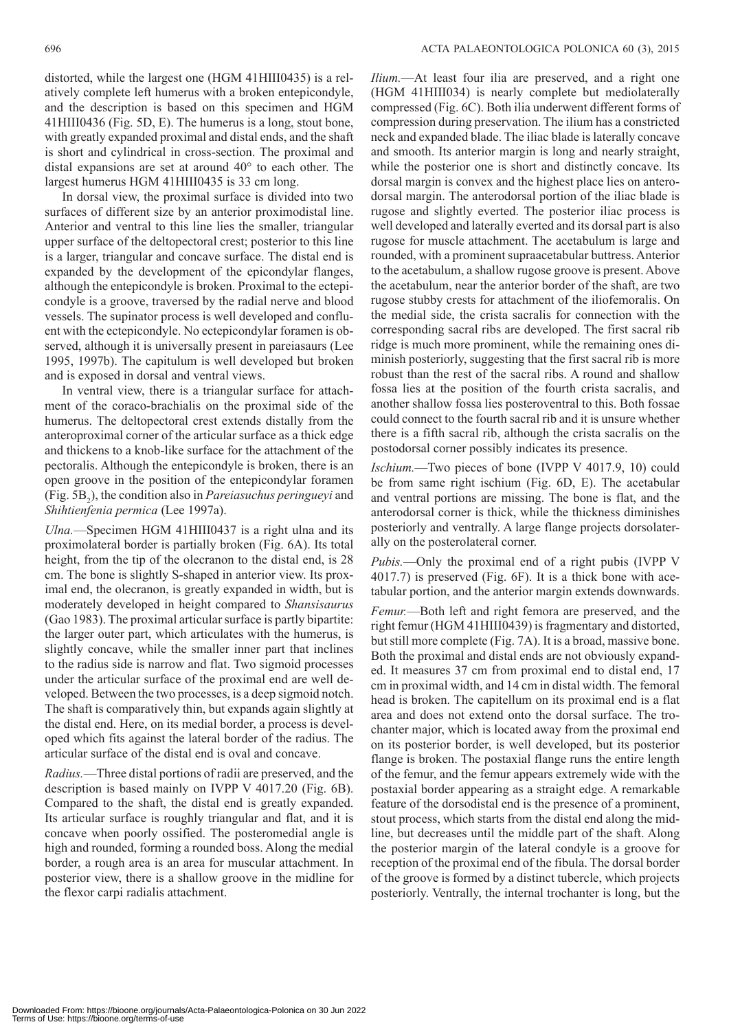distorted, while the largest one (HGM 41HIII0435) is a relatively complete left humerus with a broken entepicondyle, and the description is based on this specimen and HGM 41HIII0436 (Fig. 5D, E). The humerus is a long, stout bone, with greatly expanded proximal and distal ends, and the shaft is short and cylindrical in cross-section. The proximal and distal expansions are set at around 40° to each other. The largest humerus HGM 41HIII0435 is 33 cm long.

In dorsal view, the proximal surface is divided into two surfaces of different size by an anterior proximodistal line. Anterior and ventral to this line lies the smaller, triangular upper surface of the deltopectoral crest; posterior to this line is a larger, triangular and concave surface. The distal end is expanded by the development of the epicondylar flanges, although the entepicondyle is broken. Proximal to the ectepicondyle is a groove, traversed by the radial nerve and blood vessels. The supinator process is well developed and confluent with the ectepicondyle. No ectepicondylar foramen is observed, although it is universally present in pareiasaurs (Lee 1995, 1997b). The capitulum is well developed but broken and is exposed in dorsal and ventral views.

In ventral view, there is a triangular surface for attachment of the coraco-brachialis on the proximal side of the humerus. The deltopectoral crest extends distally from the anteroproximal corner of the articular surface as a thick edge and thickens to a knob-like surface for the attachment of the pectoralis. Although the entepicondyle is broken, there is an open groove in the position of the entepicondylar foramen (Fig. 5B$_2$), the condition also in *Pareiasuchus peringueyi* and *Shihtienfenia permica* (Lee 1997a).

*Ulna.*—Specimen HGM 41HIII0437 is a right ulna and its proximolateral border is partially broken (Fig. 6A). Its total height, from the tip of the olecranon to the distal end, is 28 cm. The bone is slightly S-shaped in anterior view. Its proximal end, the olecranon, is greatly expanded in width, but is moderately developed in height compared to *Shansisaurus* (Gao 1983). The proximal articular surface is partly bipartite: the larger outer part, which articulates with the humerus, is slightly concave, while the smaller inner part that inclines to the radius side is narrow and flat. Two sigmoid processes under the articular surface of the proximal end are well developed. Between the two processes, is a deep sigmoid notch. The shaft is comparatively thin, but expands again slightly at the distal end. Here, on its medial border, a process is developed which fits against the lateral border of the radius. The articular surface of the distal end is oval and concave.

*Radius.*—Three distal portions of radii are preserved, and the description is based mainly on IVPP V 4017.20 (Fig. 6B). Compared to the shaft, the distal end is greatly expanded. Its articular surface is roughly triangular and flat, and it is concave when poorly ossified. The posteromedial angle is high and rounded, forming a rounded boss. Along the medial border, a rough area is an area for muscular attachment. In posterior view, there is a shallow groove in the midline for the flexor carpi radialis attachment.

*Ilium.*—At least four ilia are preserved, and a right one (HGM 41HIII034) is nearly complete but mediolaterally compressed (Fig. 6C). Both ilia underwent different forms of compression during preservation. The ilium has a constricted neck and expanded blade. The iliac blade is laterally concave and smooth. Its anterior margin is long and nearly straight, while the posterior one is short and distinctly concave. Its dorsal margin is convex and the highest place lies on anterodorsal margin. The anterodorsal portion of the iliac blade is rugose and slightly everted. The posterior iliac process is well developed and laterally everted and its dorsal part is also rugose for muscle attachment. The acetabulum is large and rounded, with a prominent supraacetabular buttress. Anterior to the acetabulum, a shallow rugose groove is present. Above the acetabulum, near the anterior border of the shaft, are two rugose stubby crests for attachment of the iliofemoralis. On the medial side, the crista sacralis for connection with the corresponding sacral ribs are developed. The first sacral rib ridge is much more prominent, while the remaining ones diminish posteriorly, suggesting that the first sacral rib is more robust than the rest of the sacral ribs. A round and shallow fossa lies at the position of the fourth crista sacralis, and another shallow fossa lies posteroventral to this. Both fossae could connect to the fourth sacral rib and it is unsure whether there is a fifth sacral rib, although the crista sacralis on the postodorsal corner possibly indicates its presence.

*Ischium.*—Two pieces of bone (IVPP V 4017.9, 10) could be from same right ischium (Fig. 6D, E). The acetabular and ventral portions are missing. The bone is flat, and the anterodorsal corner is thick, while the thickness diminishes posteriorly and ventrally. A large flange projects dorsolaterally on the posterolateral corner.

*Pubis.*—Only the proximal end of a right pubis (IVPP V 4017.7) is preserved (Fig. 6F). It is a thick bone with acetabular portion, and the anterior margin extends downwards.

*Femur.*—Both left and right femora are preserved, and the right femur (HGM 41HIII0439) is fragmentary and distorted, but still more complete (Fig. 7A). It is a broad, massive bone. Both the proximal and distal ends are not obviously expanded. It measures 37 cm from proximal end to distal end, 17 cm in proximal width, and 14 cm in distal width. The femoral head is broken. The capitellum on its proximal end is a flat area and does not extend onto the dorsal surface. The trochanter major, which is located away from the proximal end on its posterior border, is well developed, but its posterior flange is broken. The postaxial flange runs the entire length of the femur, and the femur appears extremely wide with the postaxial border appearing as a straight edge. A remarkable feature of the dorsodistal end is the presence of a prominent, stout process, which starts from the distal end along the midline, but decreases until the middle part of the shaft. Along the posterior margin of the lateral condyle is a groove for reception of the proximal end of the fibula. The dorsal border of the groove is formed by a distinct tubercle, which projects posteriorly. Ventrally, the internal trochanter is long, but the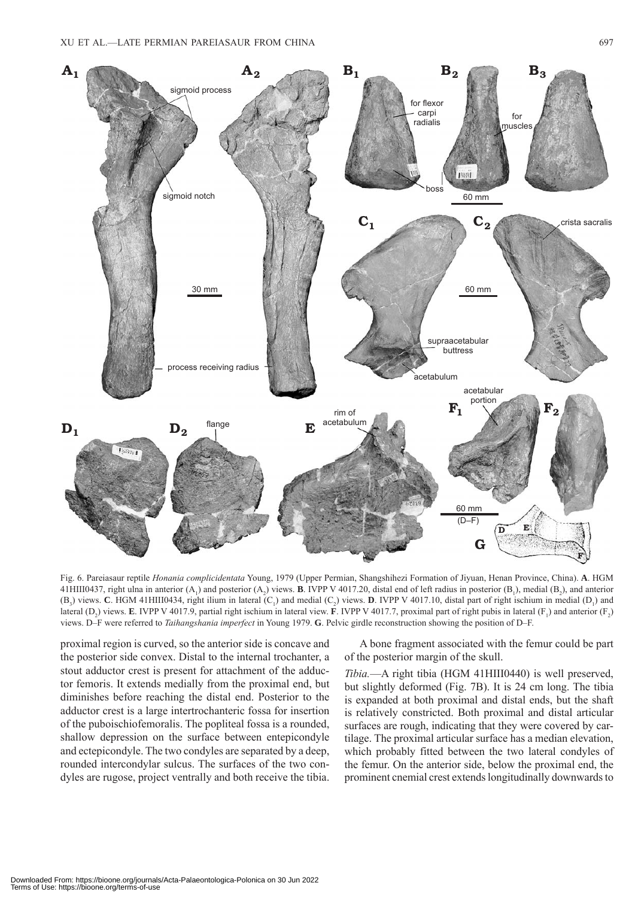Fig. 6. Pareiasaur reptile *Honania complicidentata* Young, 1979 (Upper Permian, Shangshihezi Formation of Jiyuan, Henan Province, China). **A**. HGM 41HIII0437, right ulna in anterior ($A_1$) and posterior ($A_2$) views. **B**. IVPP V 4017.20, distal end of left radius in posterior ($B_1$), medial ($B_2$), and anterior ($B_3$) views. **C**. HGM 41HIII0434, right ilium in lateral ($C_1$) and medial ($C_2$) views. **D**. IVPP V 4017.10, distal part of right ischium in medial ($D_1$) and lateral ($D_2$) views. **E**. IVPP V 4017.9, partial right ischium in lateral view. **F**. IVPP V 4017.7, proximal part of right pubis in lateral ($F_1$) and anterior ($F_2$) views. D–F were referred to *Taihangshania imperfect* in Young 1979. **G**. Pelvic girdle reconstruction showing the position of D–F.

proximal region is curved, so the anterior side is concave and the posterior side convex. Distal to the internal trochanter, a stout adductor crest is present for attachment of the adductor femoris. It extends medially from the proximal end, but diminishes before reaching the distal end. Posterior to the adductor crest is a large intertrochanteric fossa for insertion of the puboischiofemoralis. The popliteal fossa is a rounded, shallow depression on the surface between entepicondyle and ectepicondyle. The two condyles are separated by a deep, rounded intercondylar sulcus. The surfaces of the two condyles are rugose, project ventrally and both receive the tibia.

A bone fragment associated with the femur could be part of the posterior margin of the skull.

*Tibia*.—A right tibia (HGM 41HIII0440) is well preserved, but slightly deformed (Fig. 7B). It is 24 cm long. The tibia is expanded at both proximal and distal ends, but the shaft is relatively constricted. Both proximal and distal articular surfaces are rough, indicating that they were covered by cartilage. The proximal articular surface has a median elevation, which probably fitted between the two lateral condyles of the femur. On the anterior side, below the proximal end, the prominent cnemial crest extends longitudinally downwards to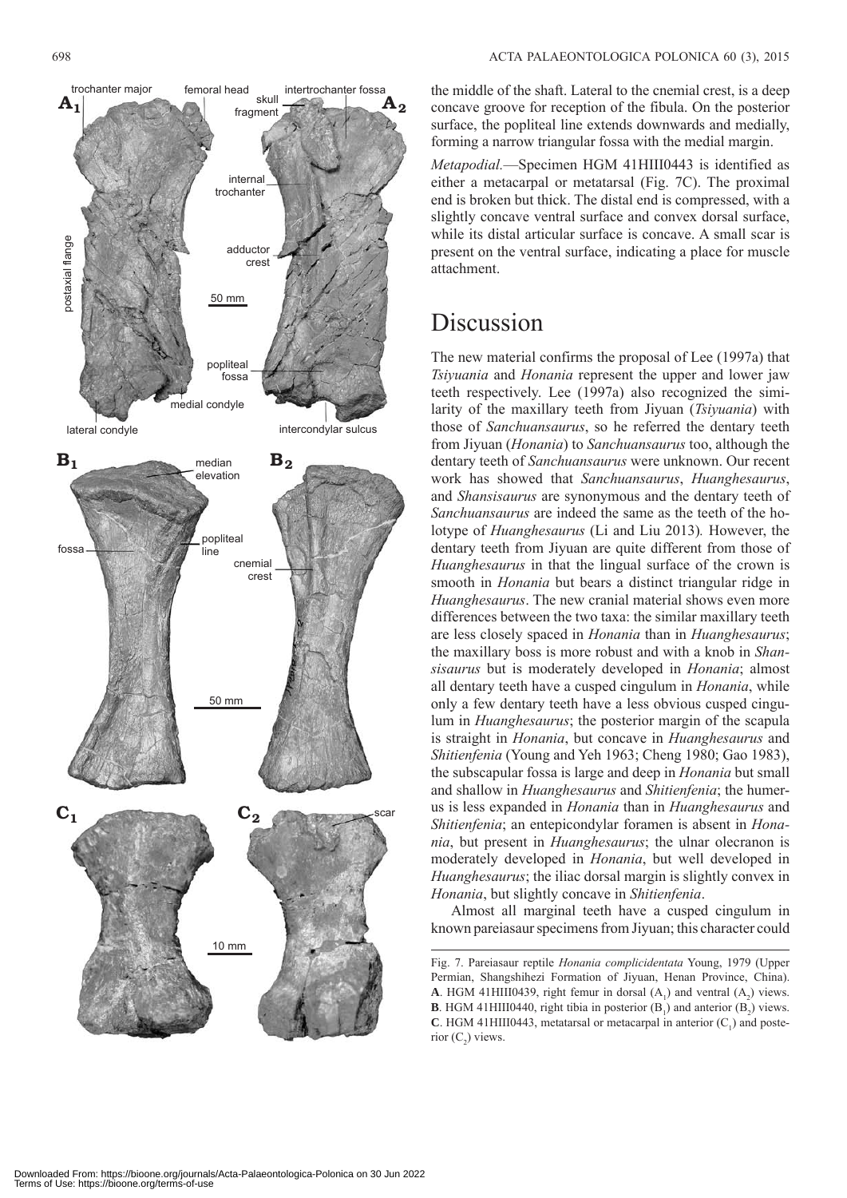the middle of the shaft. Lateral to the cnemial crest, is a deep concave groove for reception of the fibula. On the posterior surface, the popliteal line extends downwards and medially, forming a narrow triangular fossa with the medial margin.

*Metapodial.*—Specimen HGM 41HIII0443 is identified as either a metacarpal or metatarsal (Fig. 7C). The proximal end is broken but thick. The distal end is compressed, with a slightly concave ventral surface and convex dorsal surface, while its distal articular surface is concave. A small scar is present on the ventral surface, indicating a place for muscle attachment.

# Discussion

The new material confirms the proposal of Lee (1997a) that *Tsiyuania* and *Honania* represent the upper and lower jaw teeth respectively. Lee (1997a) also recognized the similarity of the maxillary teeth from Jiyuan (*Tsiyuania*) with those of *Sanchuansaurus*, so he referred the dentary teeth from Jiyuan (*Honania*) to *Sanchuansaurus* too, although the dentary teeth of *Sanchuansaurus* were unknown. Our recent work has showed that *Sanchuansaurus*, *Huanghesaurus*, and *Shansisaurus* are synonymous and the dentary teeth of *Sanchuansaurus* are indeed the same as the teeth of the holotype of *Huanghesaurus* (Li and Liu 2013)*.* However, the dentary teeth from Jiyuan are quite different from those of *Huanghesaurus* in that the lingual surface of the crown is smooth in *Honania* but bears a distinct triangular ridge in *Huanghesaurus*. The new cranial material shows even more differences between the two taxa: the similar maxillary teeth are less closely spaced in *Honania* than in *Huanghesaurus*; the maxillary boss is more robust and with a knob in *Shansisaurus* but is moderately developed in *Honania*; almost all dentary teeth have a cusped cingulum in *Honania*, while only a few dentary teeth have a less obvious cusped cingulum in *Huanghesaurus*; the posterior margin of the scapula is straight in *Honania*, but concave in *Huanghesaurus* and *Shitienfenia* (Young and Yeh 1963; Cheng 1980; Gao 1983), the subscapular fossa is large and deep in *Honania* but small and shallow in *Huanghesaurus* and *Shitienfenia*; the humerus is less expanded in *Honania* than in *Huanghesaurus* and *Shitienfenia*; an entepicondylar foramen is absent in *Honania*, but present in *Huanghesaurus*; the ulnar olecranon is moderately developed in *Honania*, but well developed in *Huanghesaurus*; the iliac dorsal margin is slightly convex in *Honania*, but slightly concave in *Shitienfenia*.

Almost all marginal teeth have a cusped cingulum in known pareiasaur specimens from Jiyuan; this character could

Fig. 7. Pareiasaur reptile *Honania complicidentata* Young, 1979 (Upper Permian, Shangshihezi Formation of Jiyuan, Henan Province, China). **A**. HGM 41HIII0439, right femur in dorsal ($A_1$) and ventral ($A_2$) views. **B**. HGM 41HIII0440, right tibia in posterior ($B_1$) and anterior ($B_2$) views. **C**. HGM 41HIII0443, metatarsal or metacarpal in anterior ($C_1$) and posterior ($C_2$) views.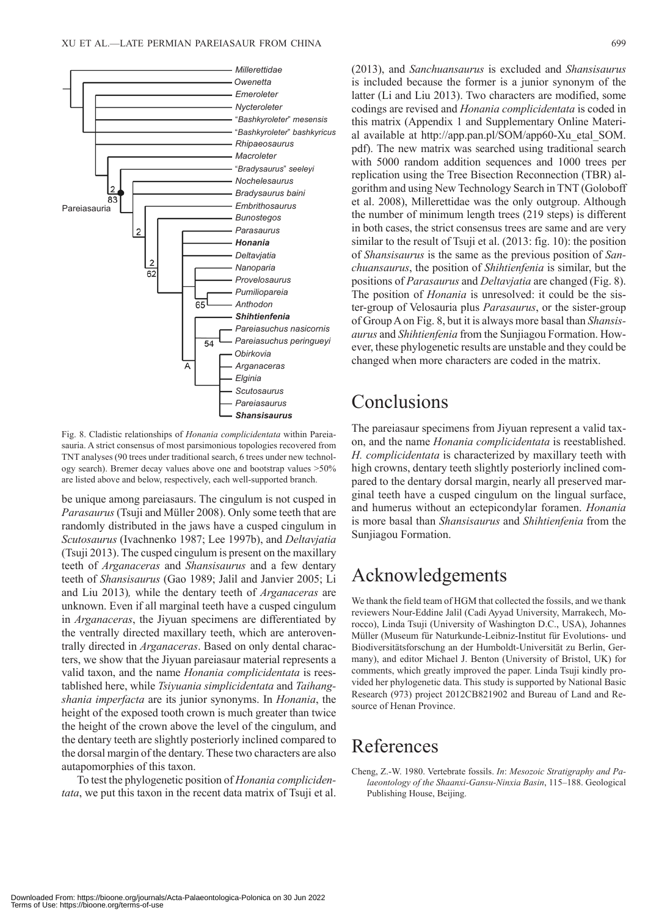Fig. 8. Cladistic relationships of *Honania complicidentata* within Pareiasauria. A strict consensus of most parsimonious topologies recovered from TNT analyses (90 trees under traditional search, 6 trees under new technology search). Bremer decay values above one and bootstrap values >50% are listed above and below, respectively, each well-supported branch.

be unique among pareiasaurs. The cingulum is not cusped in *Parasaurus* (Tsuji and Müller 2008). Only some teeth that are randomly distributed in the jaws have a cusped cingulum in *Scutosaurus* (Ivachnenko 1987; Lee 1997b), and *Deltavjatia* (Tsuji 2013). The cusped cingulum is present on the maxillary teeth of *Arganaceras* and *Shansisaurus* and a few dentary teeth of *Shansisaurus* (Gao 1989; Jalil and Janvier 2005; Li and Liu 2013)*,* while the dentary teeth of *Arganaceras* are unknown. Even if all marginal teeth have a cusped cingulum in *Arganaceras*, the Jiyuan specimens are differentiated by the ventrally directed maxillary teeth, which are anteroventrally directed in *Arganaceras*. Based on only dental characters, we show that the Jiyuan pareiasaur material represents a valid taxon, and the name *Honania complicidentata* is reestablished here, while *Tsiyuania simplicidentata* and *Taihangshania imperfacta* are its junior synonyms. In *Honania*, the height of the exposed tooth crown is much greater than twice the height of the crown above the level of the cingulum, and the dentary teeth are slightly posteriorly inclined compared to the dorsal margin of the dentary. These two characters are also autapomorphies of this taxon.

To test the phylogenetic position of *Honania complicidentata*, we put this taxon in the recent data matrix of Tsuji et al. (2013), and *Sanchuansaurus* is excluded and *Shansisaurus* is included because the former is a junior synonym of the latter (Li and Liu 2013). Two characters are modified, some codings are revised and *Honania complicidentata* is coded in this matrix (Appendix 1 and Supplementary Online Material available at http://app.pan.pl/SOM/app60-Xu_etal_SOM.pdf). The new matrix was searched using traditional search with 5000 random addition sequences and 1000 trees per replication using the Tree Bisection Reconnection (TBR) algorithm and using New Technology Search in TNT (Goloboff et al. 2008), Millerettidae was the only outgroup. Although the number of minimum length trees (219 steps) is different in both cases, the strict consensus trees are same and are very similar to the result of Tsuji et al. (2013: fig. 10): the position of *Shansisaurus* is the same as the previous position of *Sanchuansaurus*, the position of *Shihtienfenia* is similar, but the positions of *Parasaurus* and *Deltavjatia* are changed (Fig. 8). The position of *Honania* is unresolved: it could be the sister-group of Velosauria plus *Parasaurus*, or the sister-group of Group A on Fig. 8, but it is always more basal than *Shansisaurus* and *Shihtienfenia* from the Sunjiagou Formation. However, these phylogenetic results are unstable and they could be changed when more characters are coded in the matrix.

# Conclusions

The pareiasaur specimens from Jiyuan represent a valid taxon, and the name *Honania complicidentata* is reestablished. *H. complicidentata* is characterized by maxillary teeth with high crowns, dentary teeth slightly posteriorly inclined compared to the dentary dorsal margin, nearly all preserved marginal teeth have a cusped cingulum on the lingual surface, and humerus without an ectepicondylar foramen. *Honania* is more basal than *Shansisaurus* and *Shihtienfenia* from the Sunjiagou Formation.

# Acknowledgements

We thank the field team of HGM that collected the fossils, and we thank reviewers Nour-Eddine Jalil (Cadi Ayyad University, Marrakech, Morocco), Linda Tsuji (University of Washington D.C., USA), Johannes Müller (Museum für Naturkunde-Leibniz-Institut für Evolutions- und Biodiversitätsforschung an der Humboldt-Universität zu Berlin, Germany), and editor Michael J. Benton (University of Bristol, UK) for comments, which greatly improved the paper. Linda Tsuji kindly provided her phylogenetic data. This study is supported by National Basic Research (973) project 2012CB821902 and Bureau of Land and Resource of Henan Province.

# References

Cheng, Z.-W. 1980. Vertebrate fossils. *In*: *Mesozoic Stratigraphy and Palaeontology of the Shaanxi-Gansu-Ninxia Basin*, 115–188. Geological Publishing House, Beijing.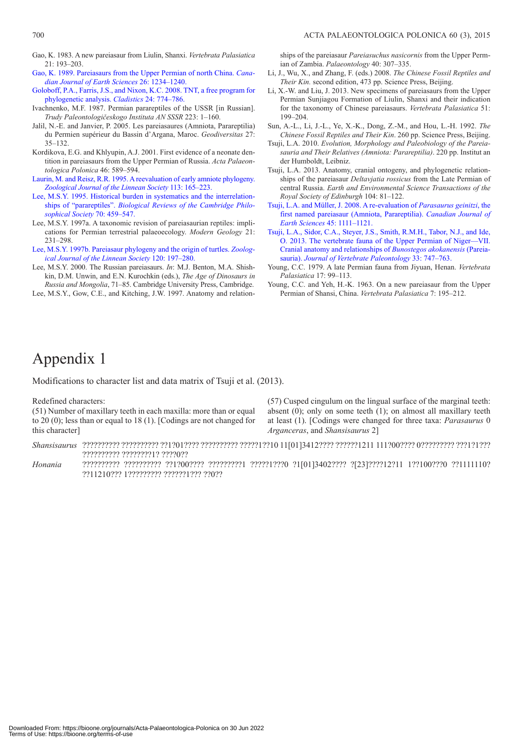Gao, K. 1983. A new pareiasaur from Liulin, Shanxi. *Vertebrata Palasiatica* 21: 193–203.

Gao, K. 1989. Pareiasaurs from the Upper Permian of north China. *Canadian Journal of Earth Sciences* 26: 1234–1240.

Goloboff, P.A., Farris, J.S., and Nixon, K.C. 2008. TNT, a free program for phylogenetic analysis. *Cladistics* 24: 774–786.

Ivachnenko, M.F. 1987. Permian parareptiles of the USSR [in Russian]. *Trudy Paleontologičeskogo Instituta AN SSSR* 223: 1–160.

Jalil, N.-E. and Janvier, P. 2005. Les pareiasaures (Amniota, Parareptilia) du Permien supérieur du Bassin d'Argana, Maroc. *Geodiversitas* 27: 35–132.

Kordikova, E.G. and Khlyupin, A.J. 2001. First evidence of a neonate dentition in pareiasaurs from the Upper Permian of Russia. *Acta Palaeontologica Polonica* 46: 589–594.

Laurin, M. and Reisz, R.R. 1995. A reevaluation of early amniote phylogeny. *Zoological Journal of the Linnean Society* 113: 165–223.

Lee, M.S.Y. 1995. Historical burden in systematics and the interrelationships of "parareptiles". *Biological Reviews of the Cambridge Philosophical Society* 70: 459–547.

Lee, M.S.Y. 1997a. A taxonomic revision of pareiasaurian reptiles: implications for Permian terrestrial palaeoecology. *Modern Geology* 21: 231–298.

Lee, M.S.Y. 1997b. Pareiasaur phylogeny and the origin of turtles. *Zoological Journal of the Linnean Society* 120: 197–280.

Lee, M.S.Y. 2000. The Russian pareiasaurs. *In*: M.J. Benton, M.A. Shishkin, D.M. Unwin, and E.N. Kurochkin (eds.), *The Age of Dinosaurs in Russia and Mongolia*, 71–85. Cambridge University Press, Cambridge.

Lee, M.S.Y., Gow, C.E., and Kitching, J.W. 1997. Anatomy and relationships of the pareiasaur *Pareiasuchus nasicornis* from the Upper Permian of Zambia. *Palaeontology* 40: 307–335.

Li, J., Wu, X., and Zhang, F. (eds.) 2008. *The Chinese Fossil Reptiles and Their Kin.* second edition, 473 pp. Science Press, Beijing.

Li, X.-W. and Liu, J. 2013. New specimens of pareiasaurs from the Upper Permian Sunjiagou Formation of Liulin, Shanxi and their indication for the taxonomy of Chinese pareiasaurs. *Vertebrata Palasiatica* 51: 199–204.

Sun, A.-L., Li, J.-L., Ye, X.-K., Dong, Z.-M., and Hou, L.-H. 1992. *The Chinese Fossil Reptiles and Their Kin*. 260 pp. Science Press, Beijing.

Tsuji, L.A. 2010. *Evolution, Morphology and Paleobiology of the Pareiasauria and Their Relatives (Amniota: Parareptilia)*. 220 pp. Institut an der Humboldt, Leibniz.

Tsuji, L.A. 2013. Anatomy, cranial ontogeny, and phylogenetic relationships of the pareiasaur *Deltavjatia rossicus* from the Late Permian of central Russia. *Earth and Environmental Science Transactions of the Royal Society of Edinburgh* 104: 81–122.

Tsuji, L.A. and Müller, J. 2008. A re-evaluation of *Parasaurus geinitzi*, the first named pareiasaur (Amniota, Parareptilia). *Canadian Journal of Earth Sciences* 45: 1111–1121.

Tsuji, L.A., Sidor, C.A., Steyer, J.S., Smith, R.M.H., Tabor, N.J., and Ide, O. 2013. The vertebrate fauna of the Upper Permian of Niger—VII. Cranial anatomy and relationships of *Bunostegos akokanensis* (Pareiasauria). *Journal of Vertebrate Paleontology* 33: 747–763.

Young, C.C. 1979. A late Permian fauna from Jiyuan, Henan. *Vertebrata Palasiatica* 17: 99–113.

Young, C.C. and Yeh, H.-K. 1963. On a new pareiasaur from the Upper Permian of Shansi, China. *Vertebrata Palasiatica* 7: 195–212.

# Appendix 1

Modifications to character list and data matrix of Tsuji et al. (2013).

Redefined characters:

(51) Number of maxillary teeth in each maxilla: more than or equal to 20 (0); less than or equal to 18 (1). [Codings are not changed for this character]

(57) Cusped cingulum on the lingual surface of the marginal teeth: absent (0); only on some teeth (1); on almost all maxillary teeth at least (1). [Codings were changed for three taxa: *Parasaurus* 0 *Arganceras*, and *Shansisaurus* 2]

*Shansisaurus* ?????????? ?????????? ??1?01???? ?????????? ?????1??10 11[01]3412???? ??????1211 111?00???? 0????????? ???1?1??? ?????????? ????????1? ????0??

*Honania* ?????????? ?????????? ??1?00???? ?????????1 ?????1???0 ?1[01]3402???? ?[23]????12?11 1??100???0 ??1111110? ??11210??? 1????????? ??????1??? ??0??